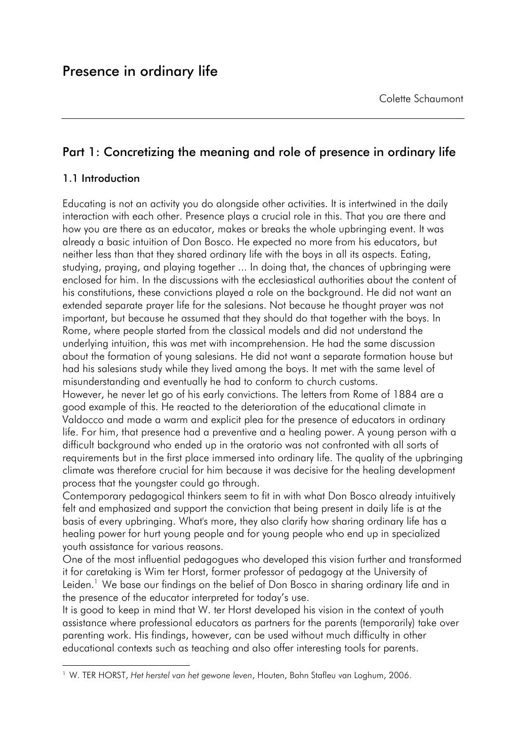# Presence in ordinary life

Colette Schaumont

## Part 1: Concretizing the meaning and role of presence in ordinary life

### 1.1 Introduction

Educating is not an activity you do alongside other activities. It is intertwined in the daily interaction with each other. Presence plays a crucial role in this. That you are there and how you are there as an educator, makes or breaks the whole upbringing event. It was already a basic intuition of Don Bosco. He expected no more from his educators, but neither less than that they shared ordinary life with the boys in all its aspects. Eating, studying, praying, and playing together ... In doing that, the chances of upbringing were enclosed for him. In the discussions with the ecclesiastical authorities about the content of his constitutions, these convictions played a role on the background. He did not want an extended separate prayer life for the salesians. Not because he thought prayer was not important, but because he assumed that they should do that together with the boys. In Rome, where people started from the classical models and did not understand the underlying intuition, this was met with incomprehension. He had the same discussion about the formation of young salesians. He did not want a separate formation house but had his salesians study while they lived among the boys. It met with the same level of misunderstanding and eventually he had to conform to church customs.

However, he never let go of his early convictions. The letters from Rome of 1884 are a good example of this. He reacted to the deterioration of the educational climate in Valdocco and made a warm and explicit plea for the presence of educators in ordinary life. For him, that presence had a preventive and a healing power. A young person with a difficult background who ended up in the oratorio was not confronted with all sorts of requirements but in the first place immersed into ordinary life. The quality of the upbringing climate was therefore crucial for him because it was decisive for the healing development process that the youngster could go through.

Contemporary pedagogical thinkers seem to fit in with what Don Bosco already intuitively felt and emphasized and support the conviction that being present in daily life is at the basis of every upbringing. What's more, they also clarify how sharing ordinary life has a healing power for hurt young people and for young people who end up in specialized youth assistance for various reasons.

One of the most influential pedagogues who developed this vision further and transformed it for caretaking is Wim ter Horst, former professor of pedagogy at the University of Leiden.[1] We base our findings on the belief of Don Bosco in sharing ordinary life and in the presence of the educator interpreted for today's use.

It is good to keep in mind that W. ter Horst developed his vision in the context of youth assistance where professional educators as partners for the parents (temporarily) take over parenting work. His findings, however, can be used without much difficulty in other educational contexts such as teaching and also offer interesting tools for parents.

---

[1] W. TER HORST, *Het herstel van het gewone leven*, Houten, Bohn Stafleu van Loghum, 2006.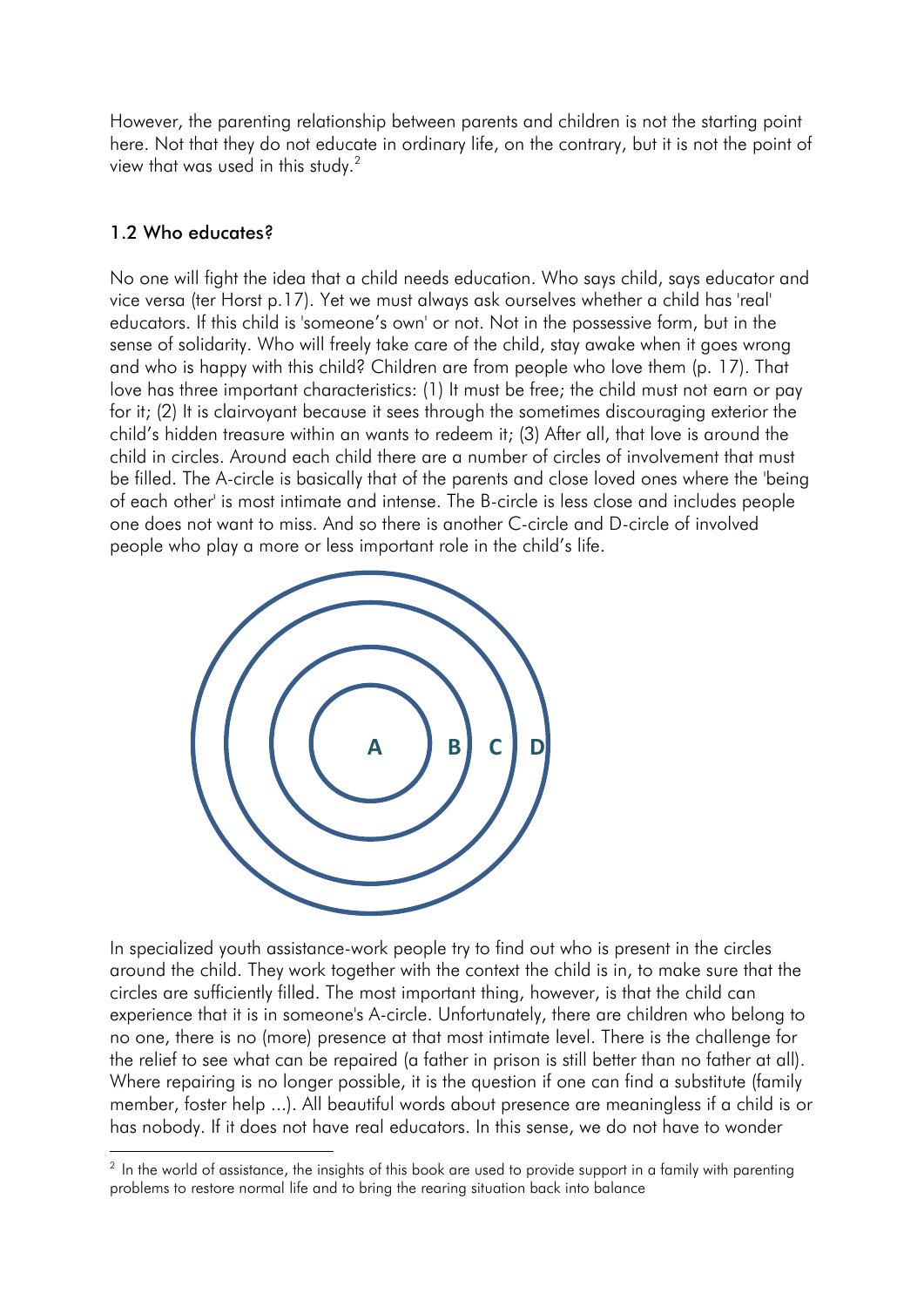However, the parenting relationship between parents and children is not the starting point here. Not that they do not educate in ordinary life, on the contrary, but it is not the point of view that was used in this study.[2]

## 1.2 Who educates?

No one will fight the idea that a child needs education. Who says child, says educator and vice versa (ter Horst p.17). Yet we must always ask ourselves whether a child has 'real' educators. If this child is 'someone's own' or not. Not in the possessive form, but in the sense of solidarity. Who will freely take care of the child, stay awake when it goes wrong and who is happy with this child? Children are from people who love them (p. 17). That love has three important characteristics: (1) It must be free; the child must not earn or pay for it; (2) It is clairvoyant because it sees through the sometimes discouraging exterior the child's hidden treasure within an wants to redeem it; (3) After all, that love is around the child in circles. Around each child there are a number of circles of involvement that must be filled. The A-circle is basically that of the parents and close loved ones where the 'being of each other' is most intimate and intense. The B-circle is less close and includes people one does not want to miss. And so there is another C-circle and D-circle of involved people who play a more or less important role in the child's life.

A B C D

In specialized youth assistance-work people try to find out who is present in the circles around the child. They work together with the context the child is in, to make sure that the circles are sufficiently filled. The most important thing, however, is that the child can experience that it is in someone's A-circle. Unfortunately, there are children who belong to no one, there is no (more) presence at that most intimate level. There is the challenge for the relief to see what can be repaired (a father in prison is still better than no father at all). Where repairing is no longer possible, it is the question if one can find a substitute (family member, foster help ...). All beautiful words about presence are meaningless if a child is or has nobody. If it does not have real educators. In this sense, we do not have to wonder

[2] In the world of assistance, the insights of this book are used to provide support in a family with parenting problems to restore normal life and to bring the rearing situation back into balance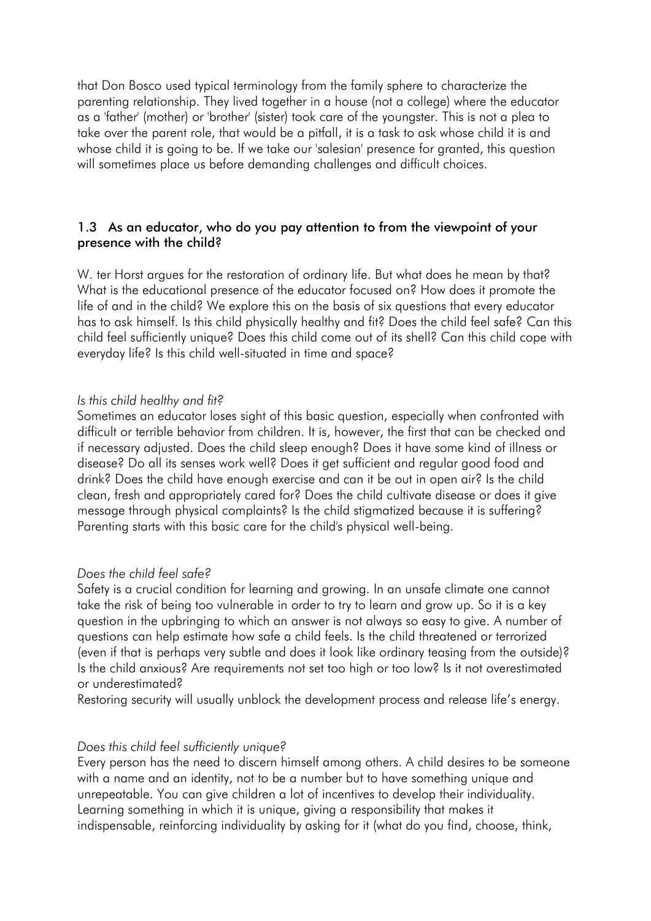that Don Bosco used typical terminology from the family sphere to characterize the parenting relationship. They lived together in a house (not a college) where the educator as a 'father' (mother) or 'brother' (sister) took care of the youngster. This is not a plea to take over the parent role, that would be a pitfall, it is a task to ask whose child it is and whose child it is going to be. If we take our 'salesian' presence for granted, this question will sometimes place us before demanding challenges and difficult choices.

### 1.3 As an educator, who do you pay attention to from the viewpoint of your presence with the child?

W. ter Horst argues for the restoration of ordinary life. But what does he mean by that? What is the educational presence of the educator focused on? How does it promote the life of and in the child? We explore this on the basis of six questions that every educator has to ask himself. Is this child physically healthy and fit? Does the child feel safe? Can this child feel sufficiently unique? Does this child come out of its shell? Can this child cope with everyday life? Is this child well-situated in time and space?

*Is this child healthy and fit?*

Sometimes an educator loses sight of this basic question, especially when confronted with difficult or terrible behavior from children. It is, however, the first that can be checked and if necessary adjusted. Does the child sleep enough? Does it have some kind of illness or disease? Do all its senses work well? Does it get sufficient and regular good food and drink? Does the child have enough exercise and can it be out in open air? Is the child clean, fresh and appropriately cared for? Does the child cultivate disease or does it give message through physical complaints? Is the child stigmatized because it is suffering? Parenting starts with this basic care for the child's physical well-being.

*Does the child feel safe?*

Safety is a crucial condition for learning and growing. In an unsafe climate one cannot take the risk of being too vulnerable in order to try to learn and grow up. So it is a key question in the upbringing to which an answer is not always so easy to give. A number of questions can help estimate how safe a child feels. Is the child threatened or terrorized (even if that is perhaps very subtle and does it look like ordinary teasing from the outside)? Is the child anxious? Are requirements not set too high or too low? Is it not overestimated or underestimated?

Restoring security will usually unblock the development process and release life's energy.

*Does this child feel sufficiently unique?*

Every person has the need to discern himself among others. A child desires to be someone with a name and an identity, not to be a number but to have something unique and unrepeatable. You can give children a lot of incentives to develop their individuality. Learning something in which it is unique, giving a responsibility that makes it indispensable, reinforcing individuality by asking for it (what do you find, choose, think,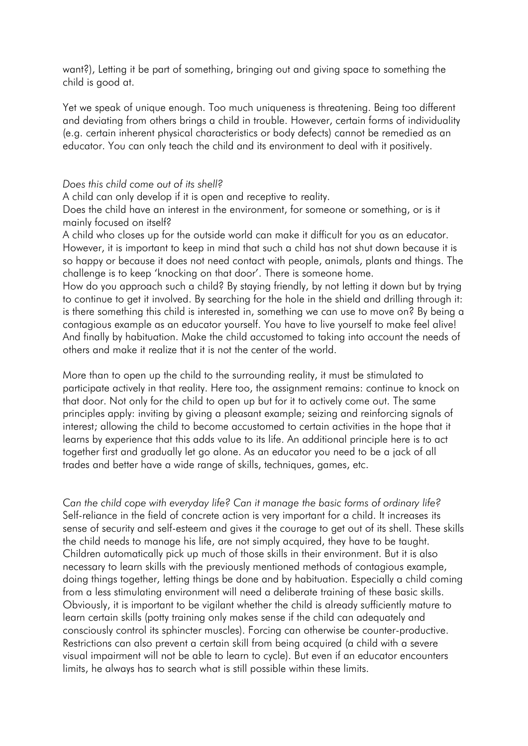want?), Letting it be part of something, bringing out and giving space to something the child is good at.

Yet we speak of unique enough. Too much uniqueness is threatening. Being too different and deviating from others brings a child in trouble. However, certain forms of individuality (e.g. certain inherent physical characteristics or body defects) cannot be remedied as an educator. You can only teach the child and its environment to deal with it positively.

*Does this child come out of its shell?*

A child can only develop if it is open and receptive to reality.

Does the child have an interest in the environment, for someone or something, or is it mainly focused on itself?

A child who closes up for the outside world can make it difficult for you as an educator. However, it is important to keep in mind that such a child has not shut down because it is so happy or because it does not need contact with people, animals, plants and things. The challenge is to keep 'knocking on that door'. There is someone home.

How do you approach such a child? By staying friendly, by not letting it down but by trying to continue to get it involved. By searching for the hole in the shield and drilling through it: is there something this child is interested in, something we can use to move on? By being a contagious example as an educator yourself. You have to live yourself to make feel alive! And finally by habituation. Make the child accustomed to taking into account the needs of others and make it realize that it is not the center of the world.

More than to open up the child to the surrounding reality, it must be stimulated to participate actively in that reality. Here too, the assignment remains: continue to knock on that door. Not only for the child to open up but for it to actively come out. The same principles apply: inviting by giving a pleasant example; seizing and reinforcing signals of interest; allowing the child to become accustomed to certain activities in the hope that it learns by experience that this adds value to its life. An additional principle here is to act together first and gradually let go alone. As an educator you need to be a jack of all trades and better have a wide range of skills, techniques, games, etc.

*Can the child cope with everyday life? Can it manage the basic forms of ordinary life?*

Self-reliance in the field of concrete action is very important for a child. It increases its sense of security and self-esteem and gives it the courage to get out of its shell. These skills the child needs to manage his life, are not simply acquired, they have to be taught. Children automatically pick up much of those skills in their environment. But it is also necessary to learn skills with the previously mentioned methods of contagious example, doing things together, letting things be done and by habituation. Especially a child coming from a less stimulating environment will need a deliberate training of these basic skills. Obviously, it is important to be vigilant whether the child is already sufficiently mature to learn certain skills (potty training only makes sense if the child can adequately and consciously control its sphincter muscles). Forcing can otherwise be counter-productive. Restrictions can also prevent a certain skill from being acquired (a child with a severe visual impairment will not be able to learn to cycle). But even if an educator encounters limits, he always has to search what is still possible within these limits.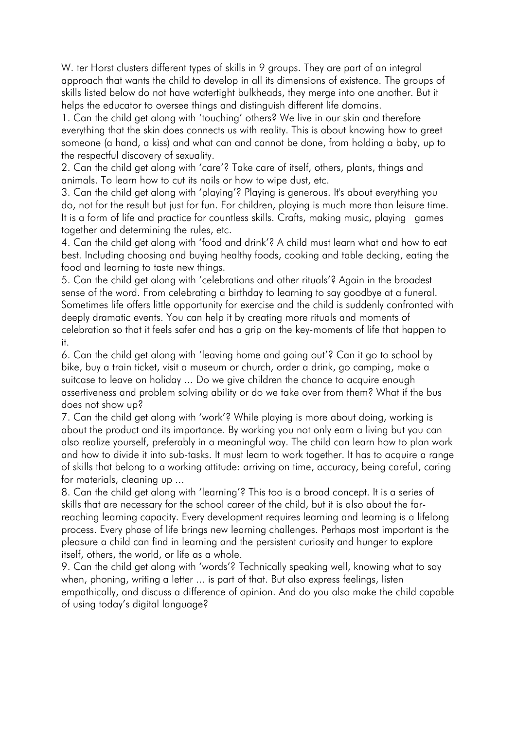W. ter Horst clusters different types of skills in 9 groups. They are part of an integral approach that wants the child to develop in all its dimensions of existence. The groups of skills listed below do not have watertight bulkheads, they merge into one another. But it helps the educator to oversee things and distinguish different life domains.

1. Can the child get along with 'touching' others? We live in our skin and therefore everything that the skin does connects us with reality. This is about knowing how to greet someone (a hand, a kiss) and what can and cannot be done, from holding a baby, up to the respectful discovery of sexuality.
2. Can the child get along with 'care'? Take care of itself, others, plants, things and animals. To learn how to cut its nails or how to wipe dust, etc.
3. Can the child get along with 'playing'? Playing is generous. It's about everything you do, not for the result but just for fun. For children, playing is much more than leisure time. It is a form of life and practice for countless skills. Crafts, making music, playing games together and determining the rules, etc.
4. Can the child get along with 'food and drink'? A child must learn what and how to eat best. Including choosing and buying healthy foods, cooking and table decking, eating the food and learning to taste new things.
5. Can the child get along with 'celebrations and other rituals'? Again in the broadest sense of the word. From celebrating a birthday to learning to say goodbye at a funeral. Sometimes life offers little opportunity for exercise and the child is suddenly confronted with deeply dramatic events. You can help it by creating more rituals and moments of celebration so that it feels safer and has a grip on the key-moments of life that happen to it.
6. Can the child get along with 'leaving home and going out'? Can it go to school by bike, buy a train ticket, visit a museum or church, order a drink, go camping, make a suitcase to leave on holiday ... Do we give children the chance to acquire enough assertiveness and problem solving ability or do we take over from them? What if the bus does not show up?
7. Can the child get along with 'work'? While playing is more about doing, working is about the product and its importance. By working you not only earn a living but you can also realize yourself, preferably in a meaningful way. The child can learn how to plan work and how to divide it into sub-tasks. It must learn to work together. It has to acquire a range of skills that belong to a working attitude: arriving on time, accuracy, being careful, caring for materials, cleaning up ...
8. Can the child get along with 'learning'? This too is a broad concept. It is a series of skills that are necessary for the school career of the child, but it is also about the far-reaching learning capacity. Every development requires learning and learning is a lifelong process. Every phase of life brings new learning challenges. Perhaps most important is the pleasure a child can find in learning and the persistent curiosity and hunger to explore itself, others, the world, or life as a whole.
9. Can the child get along with 'words'? Technically speaking well, knowing what to say when, phoning, writing a letter ... is part of that. But also express feelings, listen empathically, and discuss a difference of opinion. And do you also make the child capable of using today's digital language?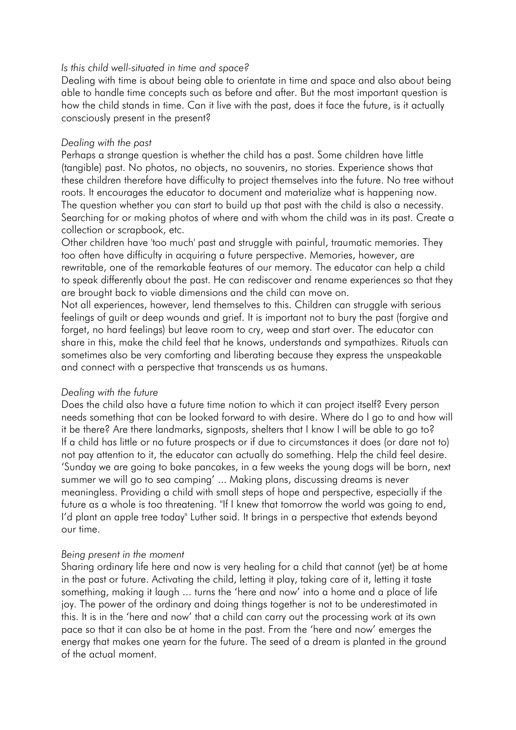*Is this child well-situated in time and space?*

Dealing with time is about being able to orientate in time and space and also about being able to handle time concepts such as before and after. But the most important question is how the child stands in time. Can it live with the past, does it face the future, is it actually consciously present in the present?

*Dealing with the past*

Perhaps a strange question is whether the child has a past. Some children have little (tangible) past. No photos, no objects, no souvenirs, no stories. Experience shows that these children therefore have difficulty to project themselves into the future. No tree without roots. It encourages the educator to document and materialize what is happening now. The question whether you can start to build up that past with the child is also a necessity. Searching for or making photos of where and with whom the child was in its past. Create a collection or scrapbook, etc.

Other children have 'too much' past and struggle with painful, traumatic memories. They too often have difficulty in acquiring a future perspective. Memories, however, are rewritable, one of the remarkable features of our memory. The educator can help a child to speak differently about the past. He can rediscover and rename experiences so that they are brought back to viable dimensions and the child can move on.

Not all experiences, however, lend themselves to this. Children can struggle with serious feelings of guilt or deep wounds and grief. It is important not to bury the past (forgive and forget, no hard feelings) but leave room to cry, weep and start over. The educator can share in this, make the child feel that he knows, understands and sympathizes. Rituals can sometimes also be very comforting and liberating because they express the unspeakable and connect with a perspective that transcends us as humans.

*Dealing with the future*

Does the child also have a future time notion to which it can project itself? Every person needs something that can be looked forward to with desire. Where do I go to and how will it be there? Are there landmarks, signposts, shelters that I know I will be able to go to? If a child has little or no future prospects or if due to circumstances it does (or dare not to) not pay attention to it, the educator can actually do something. Help the child feel desire. 'Sunday we are going to bake pancakes, in a few weeks the young dogs will be born, next summer we will go to sea camping' ... Making plans, discussing dreams is never meaningless. Providing a child with small steps of hope and perspective, especially if the future as a whole is too threatening. "If I knew that tomorrow the world was going to end, I'd plant an apple tree today" Luther said. It brings in a perspective that extends beyond our time.

*Being present in the moment*

Sharing ordinary life here and now is very healing for a child that cannot (yet) be at home in the past or future. Activating the child, letting it play, taking care of it, letting it taste something, making it laugh ... turns the 'here and now' into a home and a place of life joy. The power of the ordinary and doing things together is not to be underestimated in this. It is in the 'here and now' that a child can carry out the processing work at its own pace so that it can also be at home in the past. From the 'here and now' emerges the energy that makes one yearn for the future. The seed of a dream is planted in the ground of the actual moment.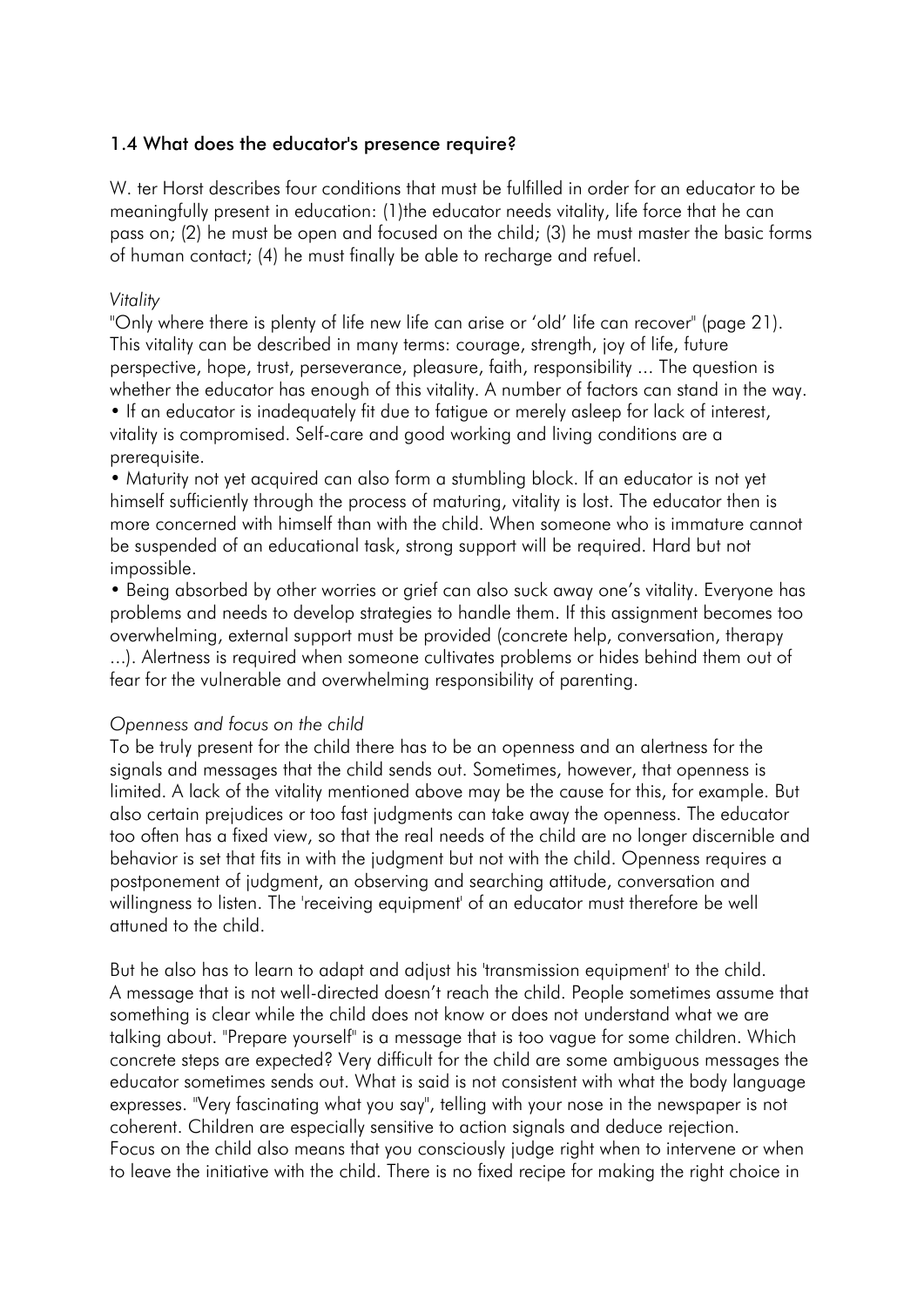### 1.4 What does the educator's presence require?

W. ter Horst describes four conditions that must be fulfilled in order for an educator to be meaningfully present in education: (1)the educator needs vitality, life force that he can pass on; (2) he must be open and focused on the child; (3) he must master the basic forms of human contact; (4) he must finally be able to recharge and refuel.

*Vitality*

"Only where there is plenty of life new life can arise or 'old' life can recover" (page 21). This vitality can be described in many terms: courage, strength, joy of life, future perspective, hope, trust, perseverance, pleasure, faith, responsibility ... The question is whether the educator has enough of this vitality. A number of factors can stand in the way.

- If an educator is inadequately fit due to fatigue or merely asleep for lack of interest, vitality is compromised. Self-care and good working and living conditions are a prerequisite.
- Maturity not yet acquired can also form a stumbling block. If an educator is not yet himself sufficiently through the process of maturing, vitality is lost. The educator then is more concerned with himself than with the child. When someone who is immature cannot be suspended of an educational task, strong support will be required. Hard but not impossible.
- Being absorbed by other worries or grief can also suck away one's vitality. Everyone has problems and needs to develop strategies to handle them. If this assignment becomes too overwhelming, external support must be provided (concrete help, conversation, therapy ...). Alertness is required when someone cultivates problems or hides behind them out of fear for the vulnerable and overwhelming responsibility of parenting.

*Openness and focus on the child*

To be truly present for the child there has to be an openness and an alertness for the signals and messages that the child sends out. Sometimes, however, that openness is limited. A lack of the vitality mentioned above may be the cause for this, for example. But also certain prejudices or too fast judgments can take away the openness. The educator too often has a fixed view, so that the real needs of the child are no longer discernible and behavior is set that fits in with the judgment but not with the child. Openness requires a postponement of judgment, an observing and searching attitude, conversation and willingness to listen. The 'receiving equipment' of an educator must therefore be well attuned to the child.

But he also has to learn to adapt and adjust his 'transmission equipment' to the child. A message that is not well-directed doesn't reach the child. People sometimes assume that something is clear while the child does not know or does not understand what we are talking about. "Prepare yourself" is a message that is too vague for some children. Which concrete steps are expected? Very difficult for the child are some ambiguous messages the educator sometimes sends out. What is said is not consistent with what the body language expresses. "Very fascinating what you say", telling with your nose in the newspaper is not coherent. Children are especially sensitive to action signals and deduce rejection.
Focus on the child also means that you consciously judge right when to intervene or when to leave the initiative with the child. There is no fixed recipe for making the right choice in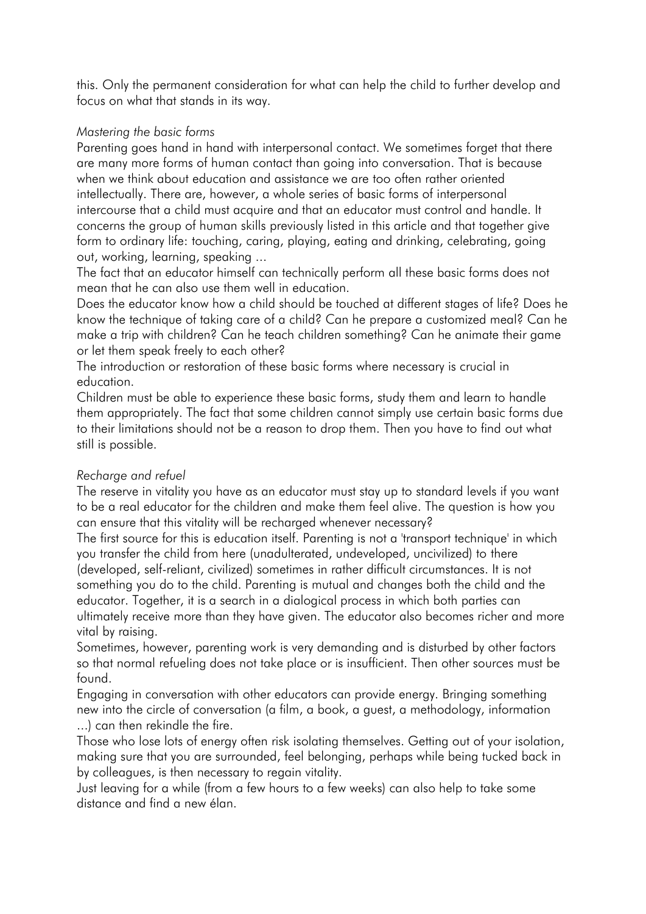this. Only the permanent consideration for what can help the child to further develop and focus on what that stands in its way.

*Mastering the basic forms*

Parenting goes hand in hand with interpersonal contact. We sometimes forget that there are many more forms of human contact than going into conversation. That is because when we think about education and assistance we are too often rather oriented intellectually. There are, however, a whole series of basic forms of interpersonal intercourse that a child must acquire and that an educator must control and handle. It concerns the group of human skills previously listed in this article and that together give form to ordinary life: touching, caring, playing, eating and drinking, celebrating, going out, working, learning, speaking ...

The fact that an educator himself can technically perform all these basic forms does not mean that he can also use them well in education.

Does the educator know how a child should be touched at different stages of life? Does he know the technique of taking care of a child? Can he prepare a customized meal? Can he make a trip with children? Can he teach children something? Can he animate their game or let them speak freely to each other?

The introduction or restoration of these basic forms where necessary is crucial in education.

Children must be able to experience these basic forms, study them and learn to handle them appropriately. The fact that some children cannot simply use certain basic forms due to their limitations should not be a reason to drop them. Then you have to find out what still is possible.

*Recharge and refuel*

The reserve in vitality you have as an educator must stay up to standard levels if you want to be a real educator for the children and make them feel alive. The question is how you can ensure that this vitality will be recharged whenever necessary?

The first source for this is education itself. Parenting is not a 'transport technique' in which you transfer the child from here (unadulterated, undeveloped, uncivilized) to there (developed, self-reliant, civilized) sometimes in rather difficult circumstances. It is not something you do to the child. Parenting is mutual and changes both the child and the educator. Together, it is a search in a dialogical process in which both parties can ultimately receive more than they have given. The educator also becomes richer and more vital by raising.

Sometimes, however, parenting work is very demanding and is disturbed by other factors so that normal refueling does not take place or is insufficient. Then other sources must be found.

Engaging in conversation with other educators can provide energy. Bringing something new into the circle of conversation (a film, a book, a guest, a methodology, information ...) can then rekindle the fire.

Those who lose lots of energy often risk isolating themselves. Getting out of your isolation, making sure that you are surrounded, feel belonging, perhaps while being tucked back in by colleagues, is then necessary to regain vitality.

Just leaving for a while (from a few hours to a few weeks) can also help to take some distance and find a new élan.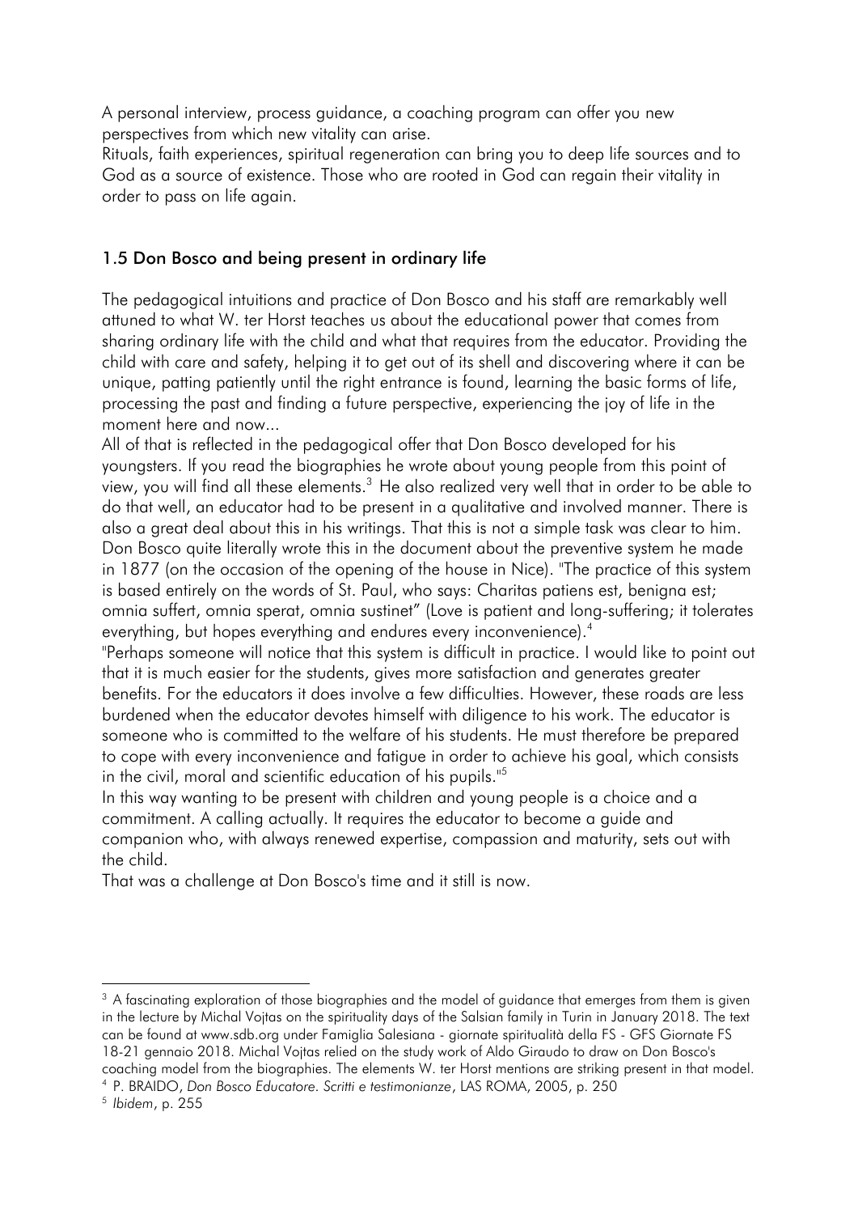A personal interview, process guidance, a coaching program can offer you new perspectives from which new vitality can arise.
Rituals, faith experiences, spiritual regeneration can bring you to deep life sources and to God as a source of existence. Those who are rooted in God can regain their vitality in order to pass on life again.

### 1.5 Don Bosco and being present in ordinary life

The pedagogical intuitions and practice of Don Bosco and his staff are remarkably well attuned to what W. ter Horst teaches us about the educational power that comes from sharing ordinary life with the child and what that requires from the educator. Providing the child with care and safety, helping it to get out of its shell and discovering where it can be unique, patting patiently until the right entrance is found, learning the basic forms of life, processing the past and finding a future perspective, experiencing the joy of life in the moment here and now...

All of that is reflected in the pedagogical offer that Don Bosco developed for his youngsters. If you read the biographies he wrote about young people from this point of view, you will find all these elements.[3] He also realized very well that in order to be able to do that well, an educator had to be present in a qualitative and involved manner. There is also a great deal about this in his writings. That this is not a simple task was clear to him. Don Bosco quite literally wrote this in the document about the preventive system he made in 1877 (on the occasion of the opening of the house in Nice). "The practice of this system is based entirely on the words of St. Paul, who says: Charitas patiens est, benigna est; omnia suffert, omnia sperat, omnia sustinet" (Love is patient and long-suffering; it tolerates everything, but hopes everything and endures every inconvenience).[4]

"Perhaps someone will notice that this system is difficult in practice. I would like to point out that it is much easier for the students, gives more satisfaction and generates greater benefits. For the educators it does involve a few difficulties. However, these roads are less burdened when the educator devotes himself with diligence to his work. The educator is someone who is committed to the welfare of his students. He must therefore be prepared to cope with every inconvenience and fatigue in order to achieve his goal, which consists in the civil, moral and scientific education of his pupils."[5]

In this way wanting to be present with children and young people is a choice and a commitment. A calling actually. It requires the educator to become a guide and companion who, with always renewed expertise, compassion and maturity, sets out with the child.

That was a challenge at Don Bosco's time and it still is now.

---

[3] A fascinating exploration of those biographies and the model of guidance that emerges from them is given in the lecture by Michal Vojtas on the spirituality days of the Salsian family in Turin in January 2018. The text can be found at www.sdb.org under Famiglia Salesiana - giornate spiritualità della FS - GFS Giornate FS 18-21 gennaio 2018. Michal Vojtas relied on the study work of Aldo Giraudo to draw on Don Bosco's coaching model from the biographies. The elements W. ter Horst mentions are striking present in that model.

[4] P. BRAIDO, *Don Bosco Educatore. Scritti e testimonianze*, LAS ROMA, 2005, p. 250

[5] *Ibidem*, p. 255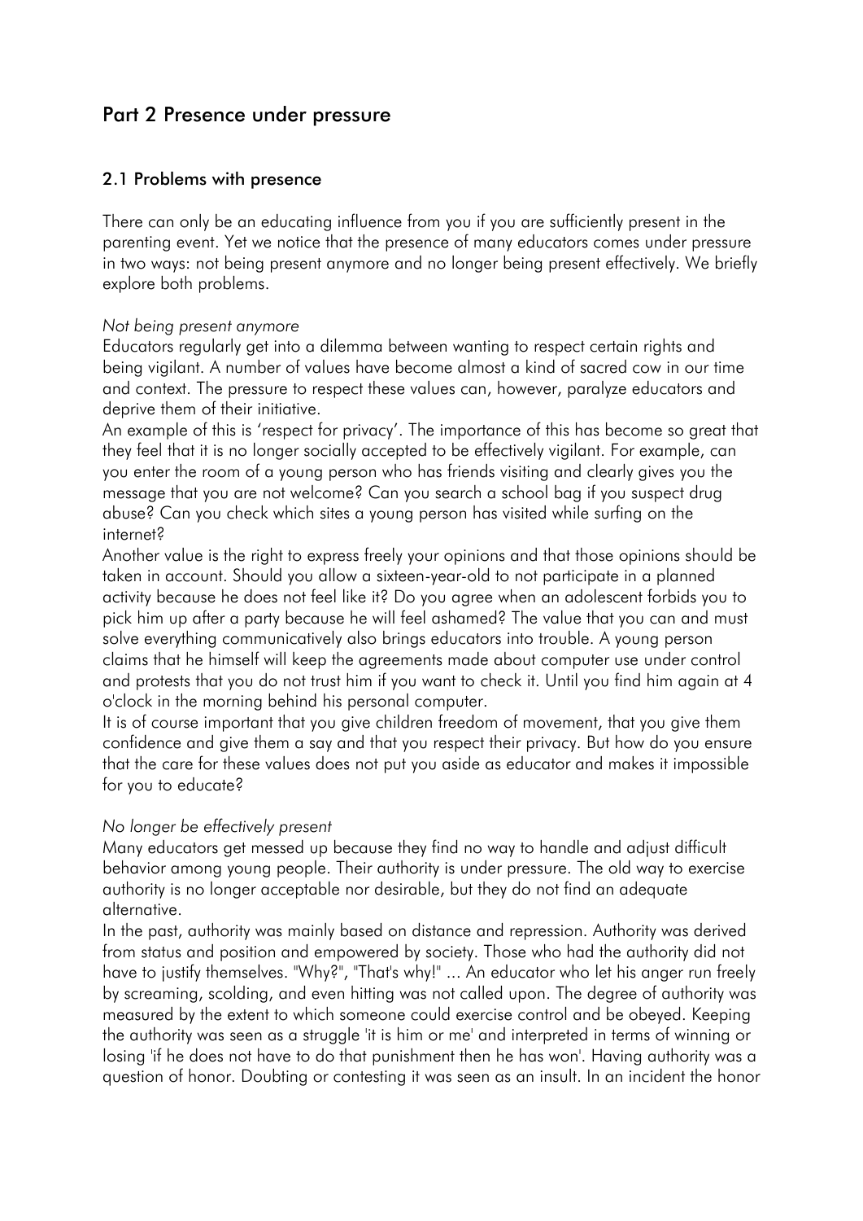# Part 2 Presence under pressure

## 2.1 Problems with presence

There can only be an educating influence from you if you are sufficiently present in the parenting event. Yet we notice that the presence of many educators comes under pressure in two ways: not being present anymore and no longer being present effectively. We briefly explore both problems.

*Not being present anymore*

Educators regularly get into a dilemma between wanting to respect certain rights and being vigilant. A number of values have become almost a kind of sacred cow in our time and context. The pressure to respect these values can, however, paralyze educators and deprive them of their initiative.

An example of this is 'respect for privacy'. The importance of this has become so great that they feel that it is no longer socially accepted to be effectively vigilant. For example, can you enter the room of a young person who has friends visiting and clearly gives you the message that you are not welcome? Can you search a school bag if you suspect drug abuse? Can you check which sites a young person has visited while surfing on the internet?

Another value is the right to express freely your opinions and that those opinions should be taken in account. Should you allow a sixteen-year-old to not participate in a planned activity because he does not feel like it? Do you agree when an adolescent forbids you to pick him up after a party because he will feel ashamed? The value that you can and must solve everything communicatively also brings educators into trouble. A young person claims that he himself will keep the agreements made about computer use under control and protests that you do not trust him if you want to check it. Until you find him again at 4 o'clock in the morning behind his personal computer.

It is of course important that you give children freedom of movement, that you give them confidence and give them a say and that you respect their privacy. But how do you ensure that the care for these values does not put you aside as educator and makes it impossible for you to educate?

*No longer be effectively present*

Many educators get messed up because they find no way to handle and adjust difficult behavior among young people. Their authority is under pressure. The old way to exercise authority is no longer acceptable nor desirable, but they do not find an adequate alternative.

In the past, authority was mainly based on distance and repression. Authority was derived from status and position and empowered by society. Those who had the authority did not have to justify themselves. "Why?", "That's why!" ... An educator who let his anger run freely by screaming, scolding, and even hitting was not called upon. The degree of authority was measured by the extent to which someone could exercise control and be obeyed. Keeping the authority was seen as a struggle 'it is him or me' and interpreted in terms of winning or losing 'if he does not have to do that punishment then he has won'. Having authority was a question of honor. Doubting or contesting it was seen as an insult. In an incident the honor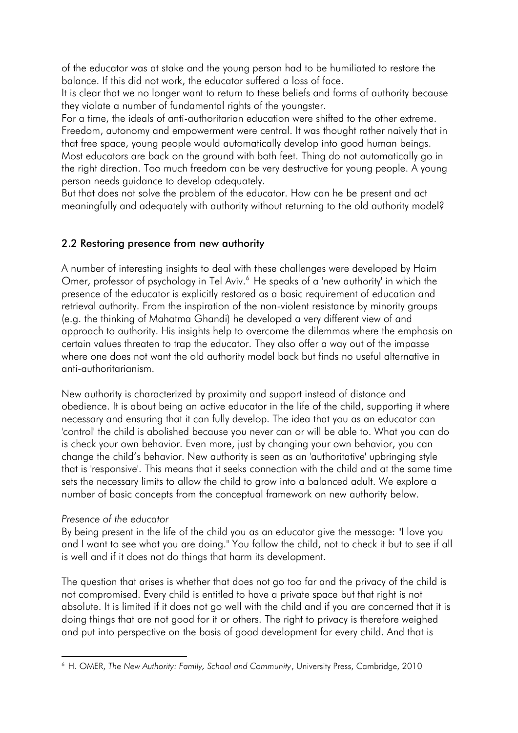of the educator was at stake and the young person had to be humiliated to restore the balance. If this did not work, the educator suffered a loss of face.
It is clear that we no longer want to return to these beliefs and forms of authority because they violate a number of fundamental rights of the youngster.
For a time, the ideals of anti-authoritarian education were shifted to the other extreme. Freedom, autonomy and empowerment were central. It was thought rather naively that in that free space, young people would automatically develop into good human beings. Most educators are back on the ground with both feet. Thing do not automatically go in the right direction. Too much freedom can be very destructive for young people. A young person needs guidance to develop adequately.
But that does not solve the problem of the educator. How can he be present and act meaningfully and adequately with authority without returning to the old authority model?

## 2.2 Restoring presence from new authority

A number of interesting insights to deal with these challenges were developed by Haim Omer, professor of psychology in Tel Aviv.[6] He speaks of a 'new authority' in which the presence of the educator is explicitly restored as a basic requirement of education and retrieval authority. From the inspiration of the non-violent resistance by minority groups (e.g. the thinking of Mahatma Ghandi) he developed a very different view of and approach to authority. His insights help to overcome the dilemmas where the emphasis on certain values threaten to trap the educator. They also offer a way out of the impasse where one does not want the old authority model back but finds no useful alternative in anti-authoritarianism.

New authority is characterized by proximity and support instead of distance and obedience. It is about being an active educator in the life of the child, supporting it where necessary and ensuring that it can fully develop. The idea that you as an educator can 'control' the child is abolished because you never can or will be able to. What you can do is check your own behavior. Even more, just by changing your own behavior, you can change the child's behavior. New authority is seen as an 'authoritative' upbringing style that is 'responsive'. This means that it seeks connection with the child and at the same time sets the necessary limits to allow the child to grow into a balanced adult. We explore a number of basic concepts from the conceptual framework on new authority below.

*Presence of the educator*
By being present in the life of the child you as an educator give the message: "I love you and I want to see what you are doing." You follow the child, not to check it but to see if all is well and if it does not do things that harm its development.

The question that arises is whether that does not go too far and the privacy of the child is not compromised. Every child is entitled to have a private space but that right is not absolute. It is limited if it does not go well with the child and if you are concerned that it is doing things that are not good for it or others. The right to privacy is therefore weighed and put into perspective on the basis of good development for every child. And that is

[6] H. OMER, *The New Authority: Family, School and Community*, University Press, Cambridge, 2010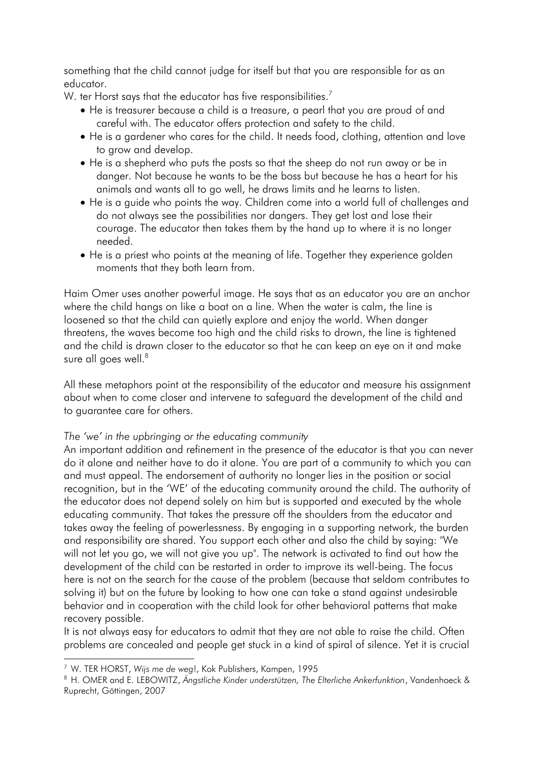something that the child cannot judge for itself but that you are responsible for as an educator.

W. ter Horst says that the educator has five responsibilities.[7]

- He is treasurer because a child is a treasure, a pearl that you are proud of and careful with. The educator offers protection and safety to the child.
- He is a gardener who cares for the child. It needs food, clothing, attention and love to grow and develop.
- He is a shepherd who puts the posts so that the sheep do not run away or be in danger. Not because he wants to be the boss but because he has a heart for his animals and wants all to go well, he draws limits and he learns to listen.
- He is a guide who points the way. Children come into a world full of challenges and do not always see the possibilities nor dangers. They get lost and lose their courage. The educator then takes them by the hand up to where it is no longer needed.
- He is a priest who points at the meaning of life. Together they experience golden moments that they both learn from.

Haim Omer uses another powerful image. He says that as an educator you are an anchor where the child hangs on like a boat on a line. When the water is calm, the line is loosened so that the child can quietly explore and enjoy the world. When danger threatens, the waves become too high and the child risks to drown, the line is tightened and the child is drawn closer to the educator so that he can keep an eye on it and make sure all goes well.[8]

All these metaphors point at the responsibility of the educator and measure his assignment about when to come closer and intervene to safeguard the development of the child and to guarantee care for others.

*The 'we' in the upbringing or the educating community*

An important addition and refinement in the presence of the educator is that you can never do it alone and neither have to do it alone. You are part of a community to which you can and must appeal. The endorsement of authority no longer lies in the position or social recognition, but in the 'WE' of the educating community around the child. The authority of the educator does not depend solely on him but is supported and executed by the whole educating community. That takes the pressure off the shoulders from the educator and takes away the feeling of powerlessness. By engaging in a supporting network, the burden and responsibility are shared. You support each other and also the child by saying: "We will not let you go, we will not give you up". The network is activated to find out how the development of the child can be restarted in order to improve its well-being. The focus here is not on the search for the cause of the problem (because that seldom contributes to solving it) but on the future by looking to how one can take a stand against undesirable behavior and in cooperation with the child look for other behavioral patterns that make recovery possible.

It is not always easy for educators to admit that they are not able to raise the child. Often problems are concealed and people get stuck in a kind of spiral of silence. Yet it is crucial

---

[7] W. TER HORST, *Wijs me de weg!*, Kok Publishers, Kampen, 1995

[8] H. OMER and E. LEBOWITZ, *Ängstliche Kinder unterstützen, The Elterliche Ankerfunktion*, Vandenhoeck & Ruprecht, Göttingen, 2007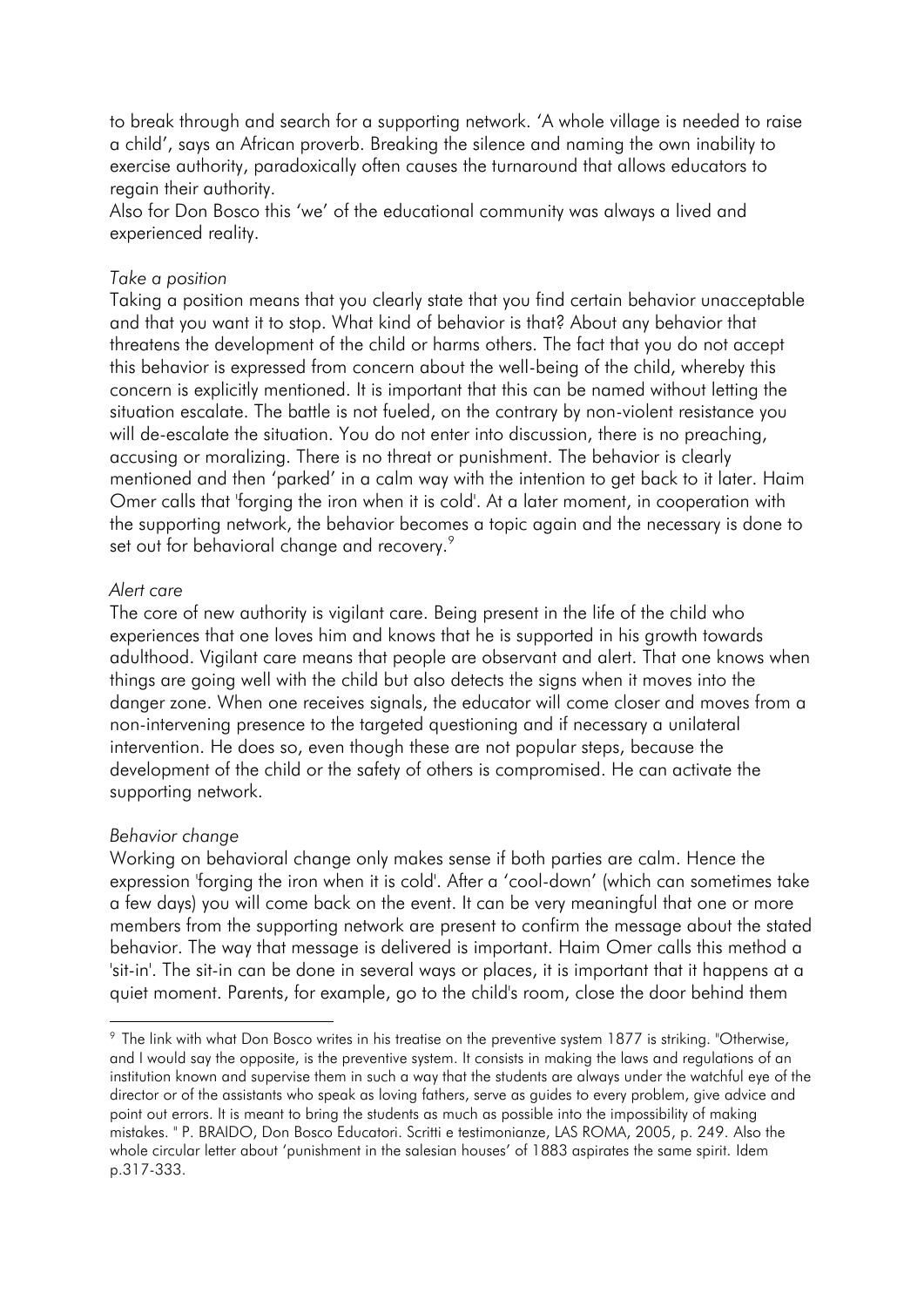to break through and search for a supporting network. 'A whole village is needed to raise a child', says an African proverb. Breaking the silence and naming the own inability to exercise authority, paradoxically often causes the turnaround that allows educators to regain their authority.
Also for Don Bosco this 'we' of the educational community was always a lived and experienced reality.

*Take a position*

Taking a position means that you clearly state that you find certain behavior unacceptable and that you want it to stop. What kind of behavior is that? About any behavior that threatens the development of the child or harms others. The fact that you do not accept this behavior is expressed from concern about the well-being of the child, whereby this concern is explicitly mentioned. It is important that this can be named without letting the situation escalate. The battle is not fueled, on the contrary by non-violent resistance you will de-escalate the situation. You do not enter into discussion, there is no preaching, accusing or moralizing. There is no threat or punishment. The behavior is clearly mentioned and then 'parked' in a calm way with the intention to get back to it later. Haim Omer calls that 'forging the iron when it is cold'. At a later moment, in cooperation with the supporting network, the behavior becomes a topic again and the necessary is done to set out for behavioral change and recovery.[9]

*Alert care*

The core of new authority is vigilant care. Being present in the life of the child who experiences that one loves him and knows that he is supported in his growth towards adulthood. Vigilant care means that people are observant and alert. That one knows when things are going well with the child but also detects the signs when it moves into the danger zone. When one receives signals, the educator will come closer and moves from a non-intervening presence to the targeted questioning and if necessary a unilateral intervention. He does so, even though these are not popular steps, because the development of the child or the safety of others is compromised. He can activate the supporting network.

*Behavior change*

Working on behavioral change only makes sense if both parties are calm. Hence the expression 'forging the iron when it is cold'. After a 'cool-down' (which can sometimes take a few days) you will come back on the event. It can be very meaningful that one or more members from the supporting network are present to confirm the message about the stated behavior. The way that message is delivered is important. Haim Omer calls this method a 'sit-in'. The sit-in can be done in several ways or places, it is important that it happens at a quiet moment. Parents, for example, go to the child's room, close the door behind them

---

[9] The link with what Don Bosco writes in his treatise on the preventive system 1877 is striking. "Otherwise, and I would say the opposite, is the preventive system. It consists in making the laws and regulations of an institution known and supervise them in such a way that the students are always under the watchful eye of the director or of the assistants who speak as loving fathers, serve as guides to every problem, give advice and point out errors. It is meant to bring the students as much as possible into the impossibility of making mistakes. " P. BRAIDO, Don Bosco Educatori. Scritti e testimonianze, LAS ROMA, 2005, p. 249. Also the whole circular letter about 'punishment in the salesian houses' of 1883 aspirates the same spirit. Idem p.317-333.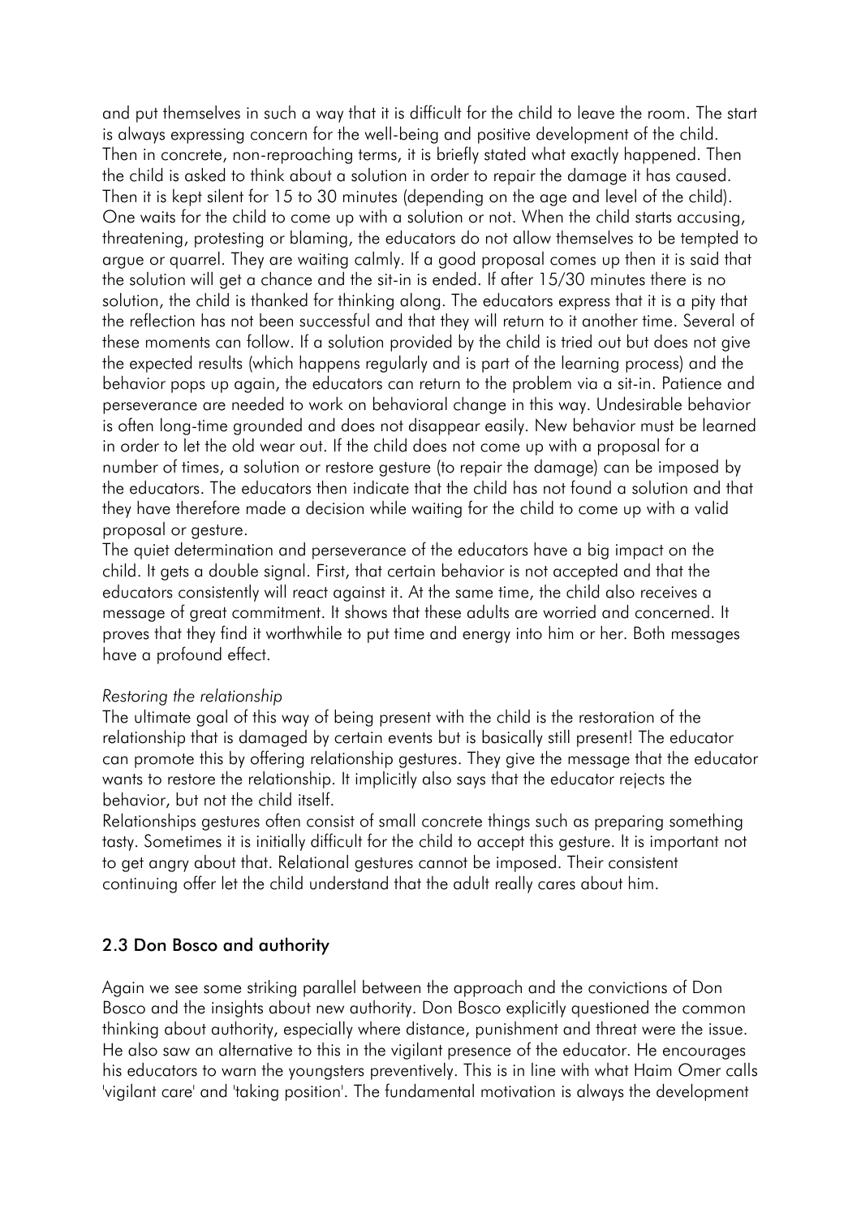and put themselves in such a way that it is difficult for the child to leave the room. The start is always expressing concern for the well-being and positive development of the child. Then in concrete, non-reproaching terms, it is briefly stated what exactly happened. Then the child is asked to think about a solution in order to repair the damage it has caused. Then it is kept silent for 15 to 30 minutes (depending on the age and level of the child). One waits for the child to come up with a solution or not. When the child starts accusing, threatening, protesting or blaming, the educators do not allow themselves to be tempted to argue or quarrel. They are waiting calmly. If a good proposal comes up then it is said that the solution will get a chance and the sit-in is ended. If after 15/30 minutes there is no solution, the child is thanked for thinking along. The educators express that it is a pity that the reflection has not been successful and that they will return to it another time. Several of these moments can follow. If a solution provided by the child is tried out but does not give the expected results (which happens regularly and is part of the learning process) and the behavior pops up again, the educators can return to the problem via a sit-in. Patience and perseverance are needed to work on behavioral change in this way. Undesirable behavior is often long-time grounded and does not disappear easily. New behavior must be learned in order to let the old wear out. If the child does not come up with a proposal for a number of times, a solution or restore gesture (to repair the damage) can be imposed by the educators. The educators then indicate that the child has not found a solution and that they have therefore made a decision while waiting for the child to come up with a valid proposal or gesture.

The quiet determination and perseverance of the educators have a big impact on the child. It gets a double signal. First, that certain behavior is not accepted and that the educators consistently will react against it. At the same time, the child also receives a message of great commitment. It shows that these adults are worried and concerned. It proves that they find it worthwhile to put time and energy into him or her. Both messages have a profound effect.

*Restoring the relationship*

The ultimate goal of this way of being present with the child is the restoration of the relationship that is damaged by certain events but is basically still present! The educator can promote this by offering relationship gestures. They give the message that the educator wants to restore the relationship. It implicitly also says that the educator rejects the behavior, but not the child itself.

Relationships gestures often consist of small concrete things such as preparing something tasty. Sometimes it is initially difficult for the child to accept this gesture. It is important not to get angry about that. Relational gestures cannot be imposed. Their consistent continuing offer let the child understand that the adult really cares about him.

## 2.3 Don Bosco and authority

Again we see some striking parallel between the approach and the convictions of Don Bosco and the insights about new authority. Don Bosco explicitly questioned the common thinking about authority, especially where distance, punishment and threat were the issue. He also saw an alternative to this in the vigilant presence of the educator. He encourages his educators to warn the youngsters preventively. This is in line with what Haim Omer calls 'vigilant care' and 'taking position'. The fundamental motivation is always the development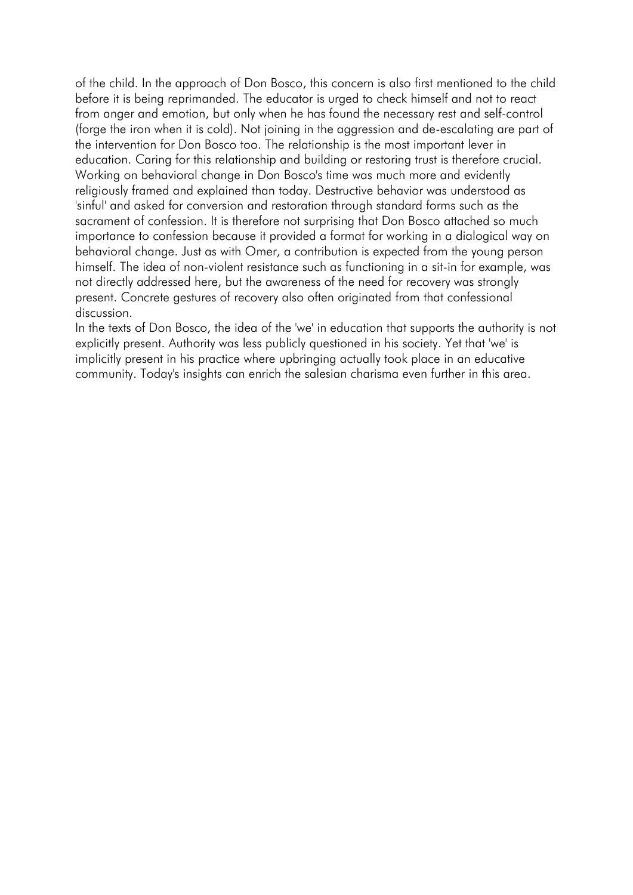of the child. In the approach of Don Bosco, this concern is also first mentioned to the child before it is being reprimanded. The educator is urged to check himself and not to react from anger and emotion, but only when he has found the necessary rest and self-control (forge the iron when it is cold). Not joining in the aggression and de-escalating are part of the intervention for Don Bosco too. The relationship is the most important lever in education. Caring for this relationship and building or restoring trust is therefore crucial. Working on behavioral change in Don Bosco's time was much more and evidently religiously framed and explained than today. Destructive behavior was understood as 'sinful' and asked for conversion and restoration through standard forms such as the sacrament of confession. It is therefore not surprising that Don Bosco attached so much importance to confession because it provided a format for working in a dialogical way on behavioral change. Just as with Omer, a contribution is expected from the young person himself. The idea of non-violent resistance such as functioning in a sit-in for example, was not directly addressed here, but the awareness of the need for recovery was strongly present. Concrete gestures of recovery also often originated from that confessional discussion.

In the texts of Don Bosco, the idea of the 'we' in education that supports the authority is not explicitly present. Authority was less publicly questioned in his society. Yet that 'we' is implicitly present in his practice where upbringing actually took place in an educative community. Today's insights can enrich the salesian charisma even further in this area.